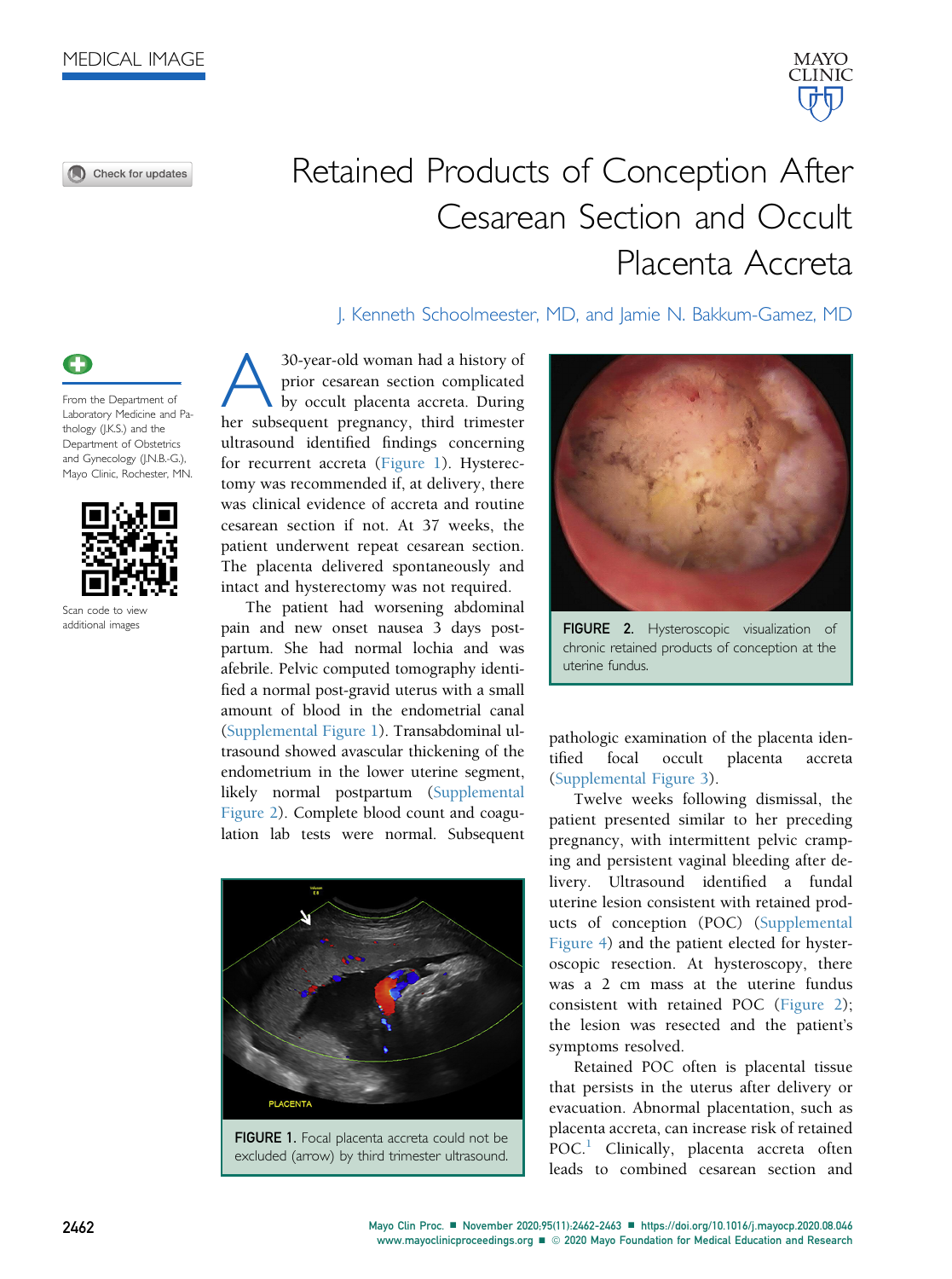MEDICAL IMAGE

# Retained Products of Conception After Cesarean Section and Occult Placenta Accreta

J. Kenneth Schoolmeester, MD, and Jamie N. Bakkum-Gamez, MD

From the Department of Laboratory Medicine and Pathology (J.K.S.) and the Department of Obstetrics and Gynecology (J.N.B.-G.), Mayo Clinic, Rochester, MN.

Scan code to view additional images

A 30-year-old woman had a history of prior cesarean section complicated by occult placenta accreta. During her subsequent pregnancy, third trimester ultrasound identified findings concerning for recurrent accreta (Figure 1). Hysterectomy was recommended if, at delivery, there was clinical evidence of accreta and routine cesarean section if not. At 37 weeks, the patient underwent repeat cesarean section. The placenta delivered spontaneously and intact and hysterectomy was not required.

The patient had worsening abdominal pain and new onset nausea 3 days postpartum. She had normal lochia and was afebrile. Pelvic computed tomography identified a normal post-gravid uterus with a small amount of blood in the endometrial canal (Supplemental Figure 1). Transabdominal ultrasound showed avascular thickening of the endometrium in the lower uterine segment, likely normal postpartum (Supplemental Figure 2). Complete blood count and coagulation lab tests were normal. Subsequent pathologic examination of the placenta identified focal occult placenta accreta (Supplemental Figure 3).

FIGURE 1. Focal placenta accreta could not be excluded (arrow) by third trimester ultrasound.

FIGURE 2. Hysteroscopic visualization of chronic retained products of conception at the uterine fundus.

Twelve weeks following dismissal, the patient presented similar to her preceding pregnancy, with intermittent pelvic cramping and persistent vaginal bleeding after delivery. Ultrasound identified a fundal uterine lesion consistent with retained products of conception (POC) (Supplemental Figure 4) and the patient elected for hysteroscopic resection. At hysteroscopy, there was a 2 cm mass at the uterine fundus consistent with retained POC (Figure 2); the lesion was resected and the patient's symptoms resolved.

Retained POC often is placental tissue that persists in the uterus after delivery or evacuation. Abnormal placentation, such as placenta accreta, can increase risk of retained POC.[1] Clinically, placenta accreta often leads to combined cesarean section and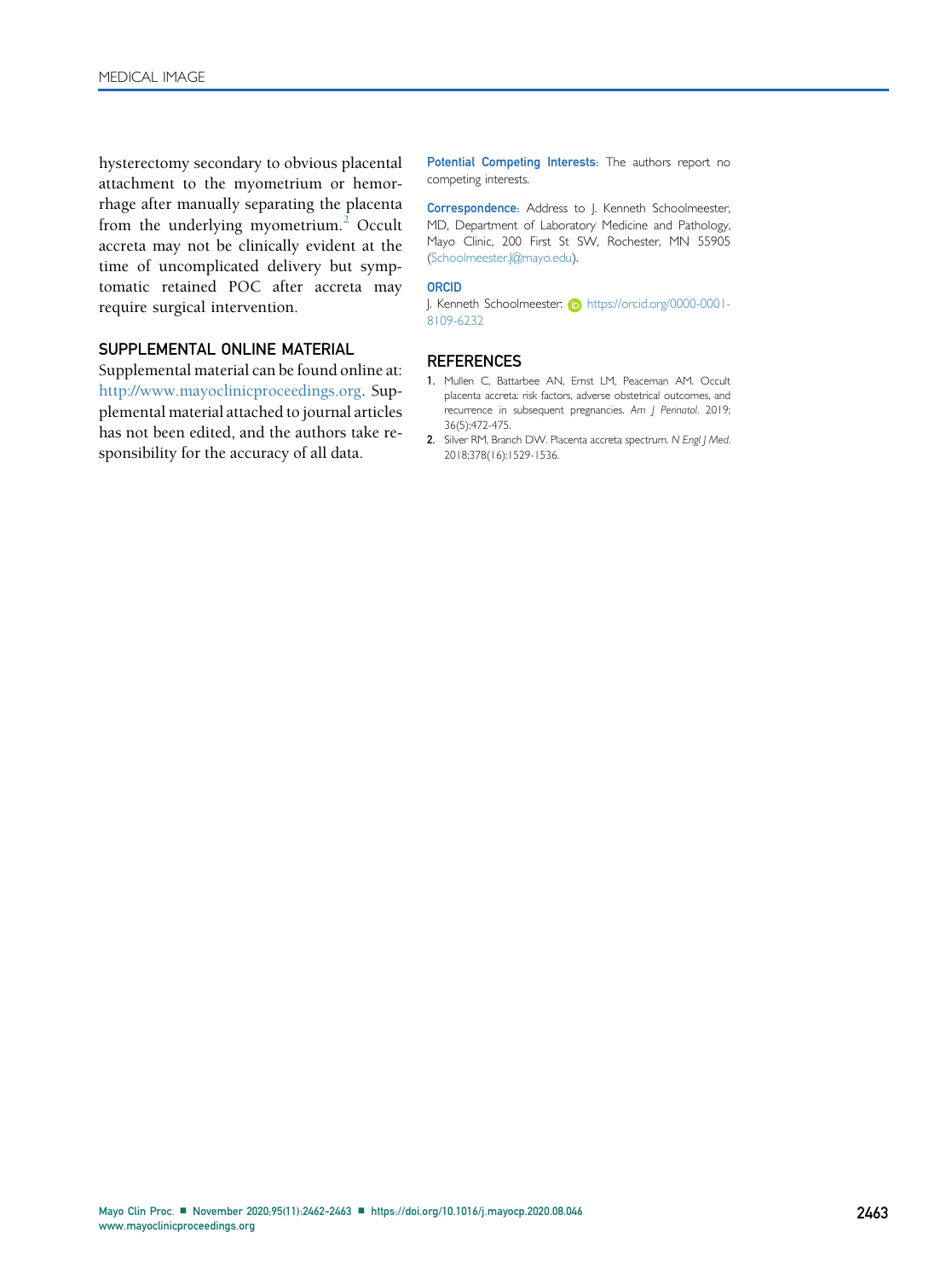hysterectomy secondary to obvious placental attachment to the myometrium or hemorrhage after manually separating the placenta from the underlying myometrium.[2] Occult accreta may not be clinically evident at the time of uncomplicated delivery but symptomatic retained POC after accreta may require surgical intervention.

## SUPPLEMENTAL ONLINE MATERIAL

Supplemental material can be found online at: http://www.mayoclinicproceedings.org. Supplemental material attached to journal articles has not been edited, and the authors take responsibility for the accuracy of all data.

**Potential Competing Interests:** The authors report no competing interests.

**Correspondence:** Address to J. Kenneth Schoolmeester, MD, Department of Laboratory Medicine and Pathology, Mayo Clinic, 200 First St SW, Rochester, MN 55905 (Schoolmeester.J@mayo.edu).

**ORCID**

J. Kenneth Schoolmeester: https://orcid.org/0000-0001-8109-6232

## REFERENCES

1. Mullen C, Battarbee AN, Ernst LM, Peaceman AM. Occult placenta accreta: risk factors, adverse obstetrical outcomes, and recurrence in subsequent pregnancies. *Am J Perinatol*. 2019; 36(5):472-475.
2. Silver RM, Branch DW. Placenta accreta spectrum. *N Engl J Med*. 2018;378(16):1529-1536.